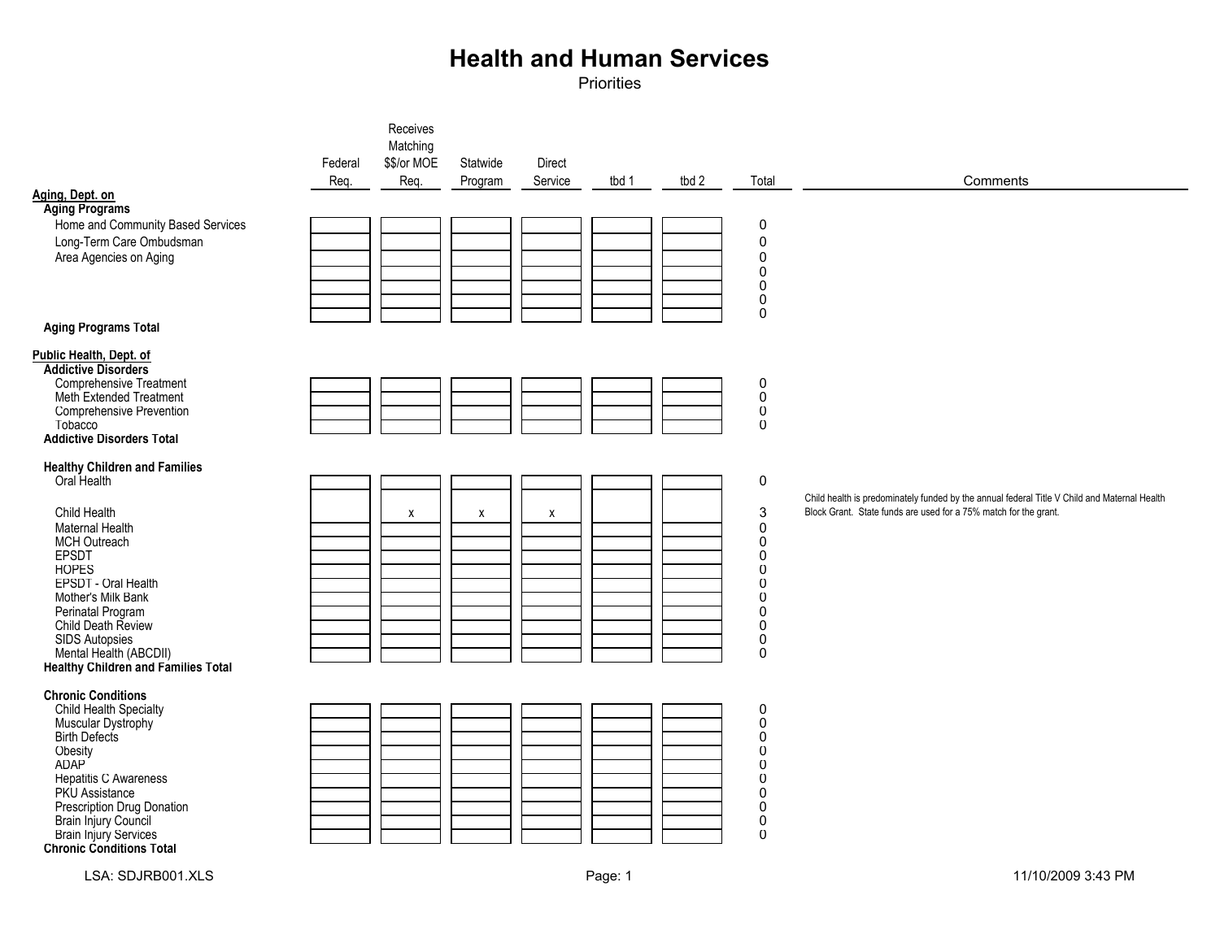# Health and Human Services

Priorities

| | Federal Req. | Receives Matching $$/or MOE Req. | Statwide Program | Direct Service | tbd 1 | tbd 2 | Total | Comments |
|---|---|---|---|---|---|---|---|---|
| **Aging, Dept. on** | | | | | | | | |
| **Aging Programs** | | | | | | | | |
| Home and Community Based Services | | | | | | | 0 | |
| Long-Term Care Ombudsman | | | | | | | 0 | |
| Area Agencies on Aging | | | | | | | 0 | |
| | | | | | | | 0 | |
| | | | | | | | 0 | |
| | | | | | | | 0 | |
| | | | | | | | 0 | |
| **Aging Programs Total** | | | | | | | | |
| **Public Health, Dept. of** | | | | | | | | |
| **Addictive Disorders** | | | | | | | | |
| Comprehensive Treatment | | | | | | | 0 | |
| Meth Extended Treatment | | | | | | | 0 | |
| Comprehensive Prevention | | | | | | | 0 | |
| Tobacco | | | | | | | 0 | |
| **Addictive Disorders Total** | | | | | | | | |
| **Healthy Children and Families** | | | | | | | | |
| Oral Health | | | | | | | 0 | |
| Child Health | | x | x | x | | | 3 | Child health is predominately funded by the annual federal Title V Child and Maternal Health Block Grant. State funds are used for a 75% match for the grant. |
| Maternal Health | | | | | | | 0 | |
| MCH Outreach | | | | | | | 0 | |
| EPSDT | | | | | | | 0 | |
| HOPES | | | | | | | 0 | |
| EPSDT - Oral Health | | | | | | | 0 | |
| Mother's Milk Bank | | | | | | | 0 | |
| Perinatal Program | | | | | | | 0 | |
| Child Death Review | | | | | | | 0 | |
| SIDS Autopsies | | | | | | | 0 | |
| Mental Health (ABCDII) | | | | | | | 0 | |
| **Healthy Children and Families Total** | | | | | | | | |
| **Chronic Conditions** | | | | | | | | |
| Child Health Specialty | | | | | | | 0 | |
| Muscular Dystrophy | | | | | | | 0 | |
| Birth Defects | | | | | | | 0 | |
| Obesity | | | | | | | 0 | |
| ADAP | | | | | | | 0 | |
| Hepatitis C Awareness | | | | | | | 0 | |
| PKU Assistance | | | | | | | 0 | |
| Prescription Drug Donation | | | | | | | 0 | |
| Brain Injury Council | | | | | | | 0 | |
| Brain Injury Services | | | | | | | 0 | |
| **Chronic Conditions Total** | | | | | | | | |

LSA: SDJRB001.XLS 11/10/2009 3:43 PM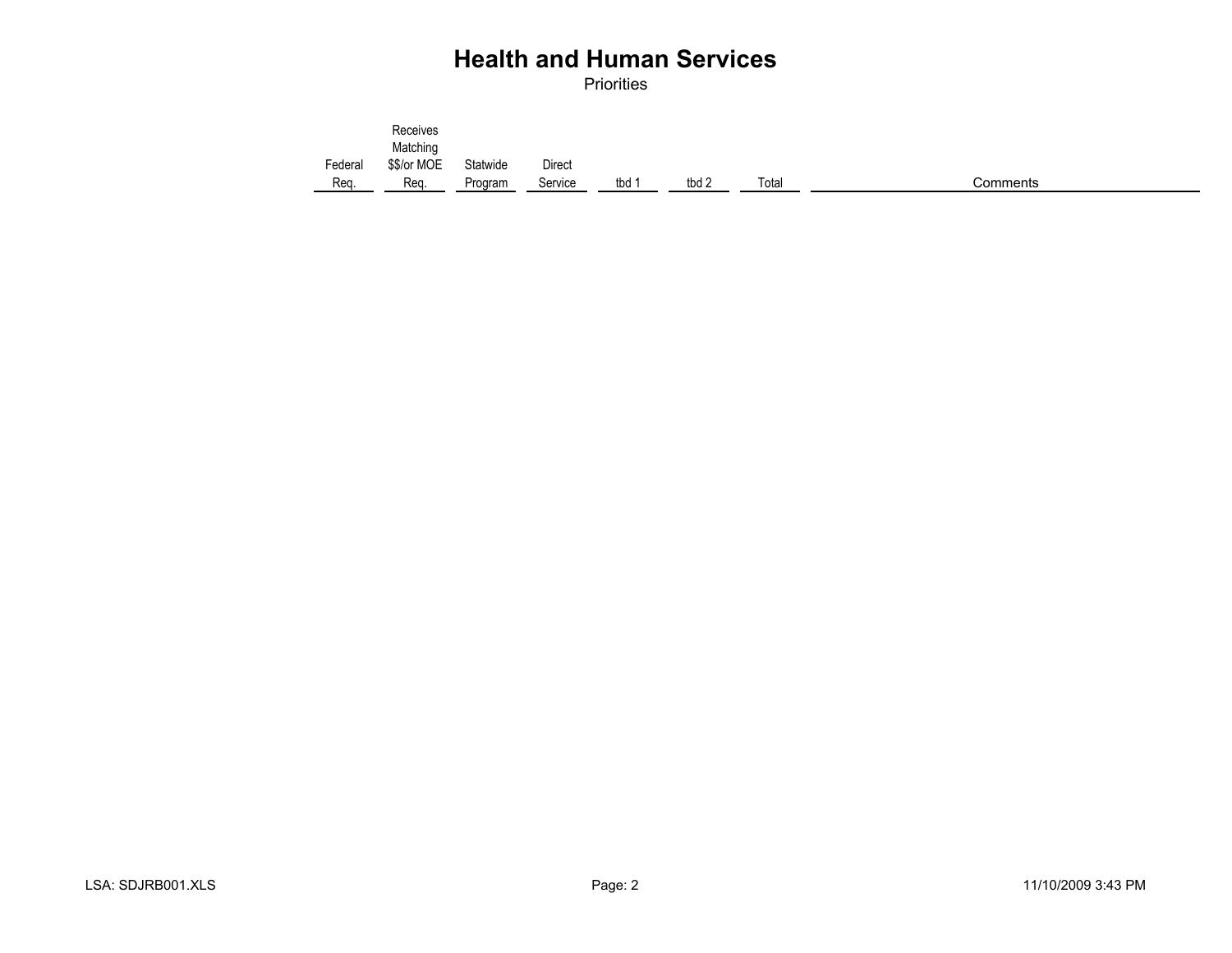# Health and Human Services

Priorities

| Federal Req. | Receives Matching $$/or MOE Req. | Statwide Program | Direct Service | tbd 1 | tbd 2 | Total | Comments |
|---|---|---|---|---|---|---|---|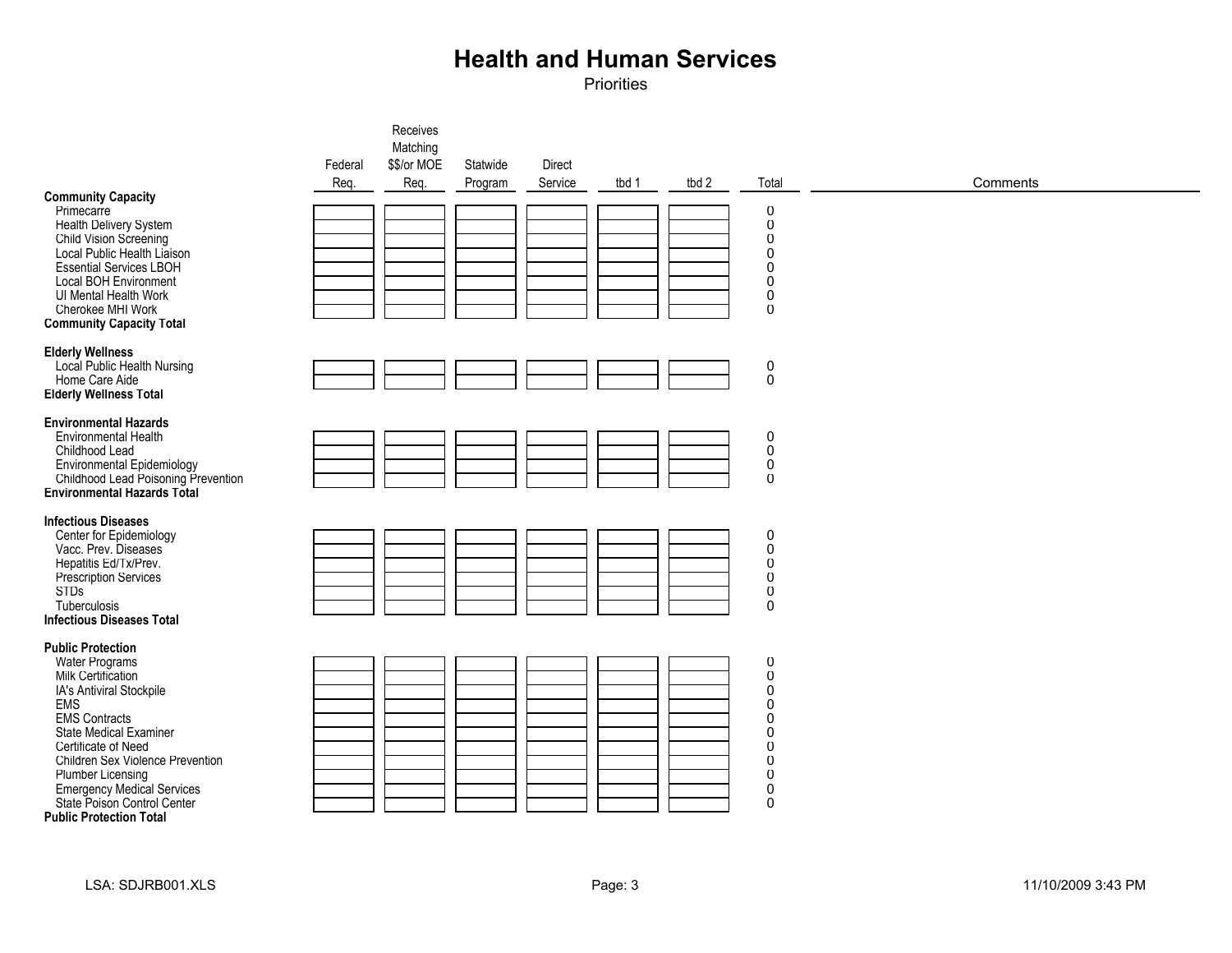# Health and Human Services

Priorities

| | Federal Req. | Receives Matching $$/or MOE Req. | Statwide Program | Direct Service | tbd 1 | tbd 2 | Total | Comments |
|---|---|---|---|---|---|---|---|---|
| **Community Capacity** | | | | | | | | |
| Primecarre | | | | | | | 0 | |
| Health Delivery System | | | | | | | 0 | |
| Child Vision Screening | | | | | | | 0 | |
| Local Public Health Liaison | | | | | | | 0 | |
| Essential Services LBOH | | | | | | | 0 | |
| Local BOH Environment | | | | | | | 0 | |
| UI Mental Health Work | | | | | | | 0 | |
| Cherokee MHI Work | | | | | | | 0 | |
| **Community Capacity Total** | | | | | | | | |
| | | | | | | | | |
| **Elderly Wellness** | | | | | | | | |
| Local Public Health Nursing | | | | | | | 0 | |
| Home Care Aide | | | | | | | 0 | |
| **Elderly Wellness Total** | | | | | | | | |
| | | | | | | | | |
| **Environmental Hazards** | | | | | | | | |
| Environmental Health | | | | | | | 0 | |
| Childhood Lead | | | | | | | 0 | |
| Environmental Epidemiology | | | | | | | 0 | |
| Childhood Lead Poisoning Prevention | | | | | | | 0 | |
| **Environmental Hazards Total** | | | | | | | | |
| | | | | | | | | |
| **Infectious Diseases** | | | | | | | | |
| Center for Epidemiology | | | | | | | 0 | |
| Vacc. Prev. Diseases | | | | | | | 0 | |
| Hepatitis Ed/Tx/Prev. | | | | | | | 0 | |
| Prescription Services | | | | | | | 0 | |
| STDs | | | | | | | 0 | |
| Tuberculosis | | | | | | | 0 | |
| **Infectious Diseases Total** | | | | | | | | |
| | | | | | | | | |
| **Public Protection** | | | | | | | | |
| Water Programs | | | | | | | 0 | |
| Milk Certification | | | | | | | 0 | |
| IA's Antiviral Stockpile | | | | | | | 0 | |
| EMS | | | | | | | 0 | |
| EMS Contracts | | | | | | | 0 | |
| State Medical Examiner | | | | | | | 0 | |
| Certificate of Need | | | | | | | 0 | |
| Children Sex Violence Prevention | | | | | | | 0 | |
| Plumber Licensing | | | | | | | 0 | |
| Emergency Medical Services | | | | | | | 0 | |
| State Poison Control Center | | | | | | | 0 | |
| **Public Protection Total** | | | | | | | | |

LSA: SDJRB001.XLS 11/10/2009 3:43 PM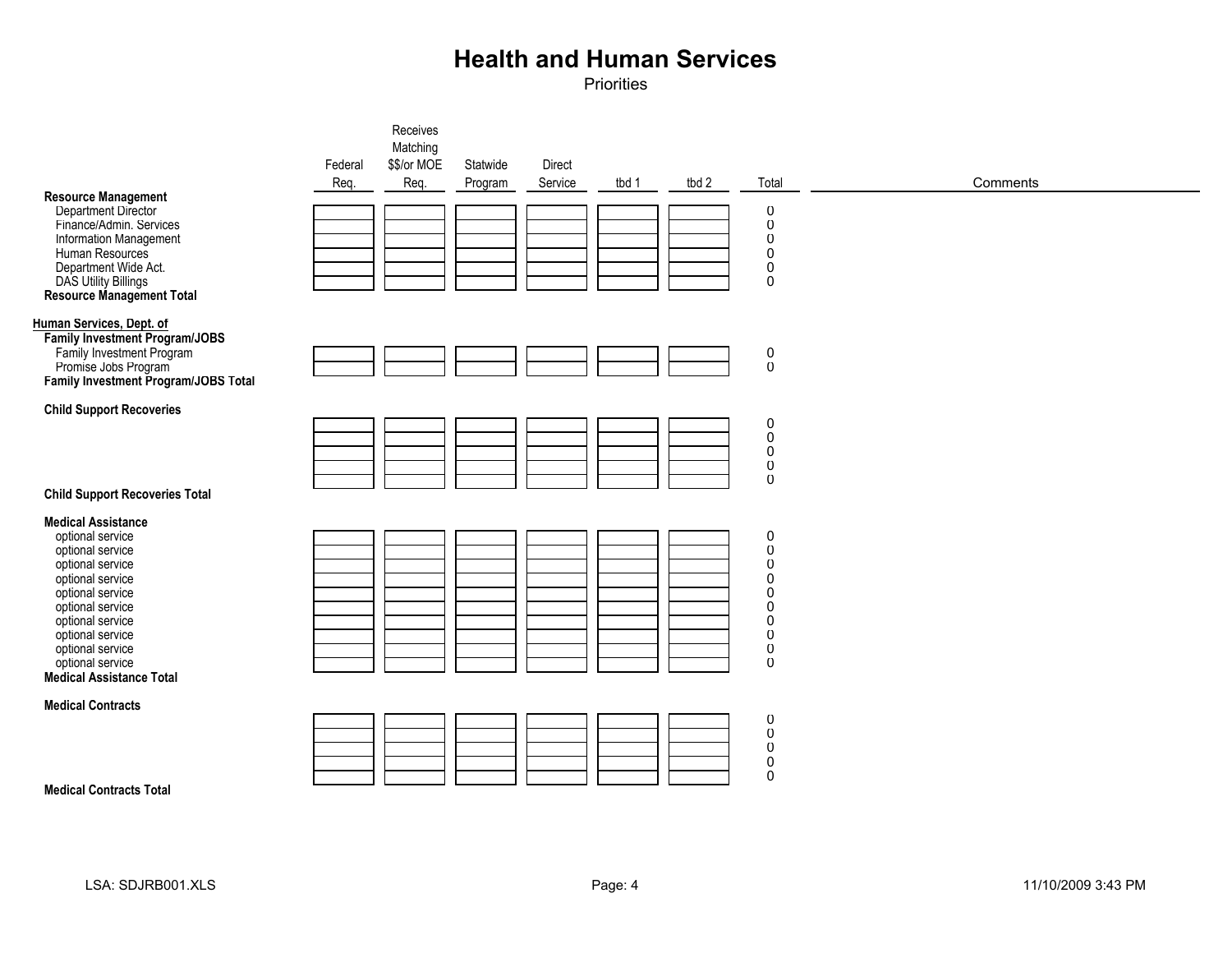# Health and Human Services

Priorities

| | Federal Req. | Receives Matching $$/or MOE Req. | Statwide Program | Direct Service | tbd 1 | tbd 2 | Total | Comments |
|---|---|---|---|---|---|---|---|---|
| **Resource Management** | | | | | | | | |
| Department Director | | | | | | | 0 | |
| Finance/Admin. Services | | | | | | | 0 | |
| Information Management | | | | | | | 0 | |
| Human Resources | | | | | | | 0 | |
| Department Wide Act. | | | | | | | 0 | |
| DAS Utility Billings | | | | | | | 0 | |
| **Resource Management Total** | | | | | | | | |
| **Human Services, Dept. of** | | | | | | | | |
| **Family Investment Program/JOBS** | | | | | | | | |
| Family Investment Program | | | | | | | 0 | |
| Promise Jobs Program | | | | | | | 0 | |
| **Family Investment Program/JOBS Total** | | | | | | | | |
| **Child Support Recoveries** | | | | | | | | |
| | | | | | | | 0 | |
| | | | | | | | 0 | |
| | | | | | | | 0 | |
| | | | | | | | 0 | |
| | | | | | | | 0 | |
| **Child Support Recoveries Total** | | | | | | | | |
| **Medical Assistance** | | | | | | | | |
| optional service | | | | | | | 0 | |
| optional service | | | | | | | 0 | |
| optional service | | | | | | | 0 | |
| optional service | | | | | | | 0 | |
| optional service | | | | | | | 0 | |
| optional service | | | | | | | 0 | |
| optional service | | | | | | | 0 | |
| optional service | | | | | | | 0 | |
| optional service | | | | | | | 0 | |
| optional service | | | | | | | 0 | |
| **Medical Assistance Total** | | | | | | | | |
| **Medical Contracts** | | | | | | | | |
| | | | | | | | 0 | |
| | | | | | | | 0 | |
| | | | | | | | 0 | |
| | | | | | | | 0 | |
| | | | | | | | 0 | |
| **Medical Contracts Total** | | | | | | | | |

LSA: SDJRB001.XLS

11/10/2009 3:43 PM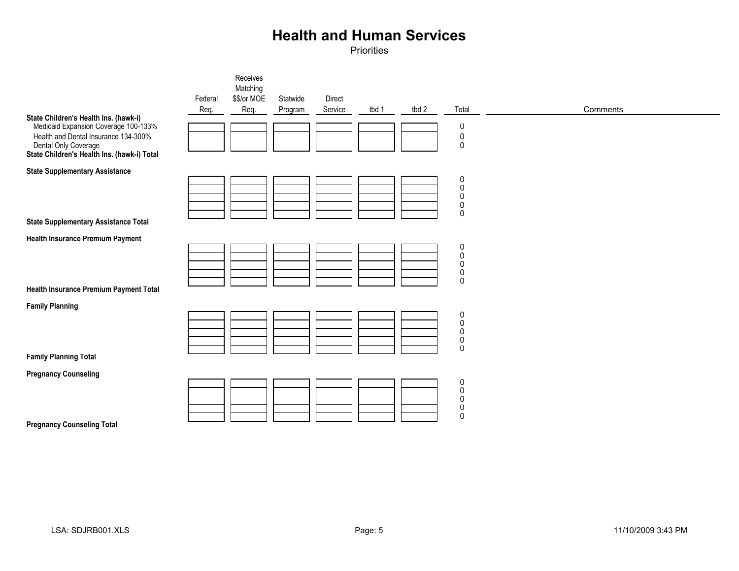# Health and Human Services

Priorities

| | Federal Req. | Receives Matching $$/or MOE Req. | Statwide Program | Direct Service | tbd 1 | tbd 2 | Total | Comments |
|---|---|---|---|---|---|---|---|---|
| **State Children's Health Ins. (hawk-i)** | | | | | | | | |
| Medicaid Expansion Coverage 100-133% | | | | | | | 0 | |
| Health and Dental Insurance 134-300% | | | | | | | 0 | |
| Dental Only Coverage | | | | | | | 0 | |
| **State Children's Health Ins. (hawk-i) Total** | | | | | | | | |
| **State Supplementary Assistance** | | | | | | | | |
| | | | | | | | 0 | |
| | | | | | | | 0 | |
| | | | | | | | 0 | |
| | | | | | | | 0 | |
| | | | | | | | 0 | |
| **State Supplementary Assistance Total** | | | | | | | | |
| **Health Insurance Premium Payment** | | | | | | | | |
| | | | | | | | 0 | |
| | | | | | | | 0 | |
| | | | | | | | 0 | |
| | | | | | | | 0 | |
| | | | | | | | 0 | |
| **Health Insurance Premium Payment Total** | | | | | | | | |
| **Family Planning** | | | | | | | | |
| | | | | | | | 0 | |
| | | | | | | | 0 | |
| | | | | | | | 0 | |
| | | | | | | | 0 | |
| | | | | | | | 0 | |
| **Family Planning Total** | | | | | | | | |
| **Pregnancy Counseling** | | | | | | | | |
| | | | | | | | 0 | |
| | | | | | | | 0 | |
| | | | | | | | 0 | |
| | | | | | | | 0 | |
| | | | | | | | 0 | |
| **Pregnancy Counseling Total** | | | | | | | | |

LSA: SDJRB001.XLS

11/10/2009 3:43 PM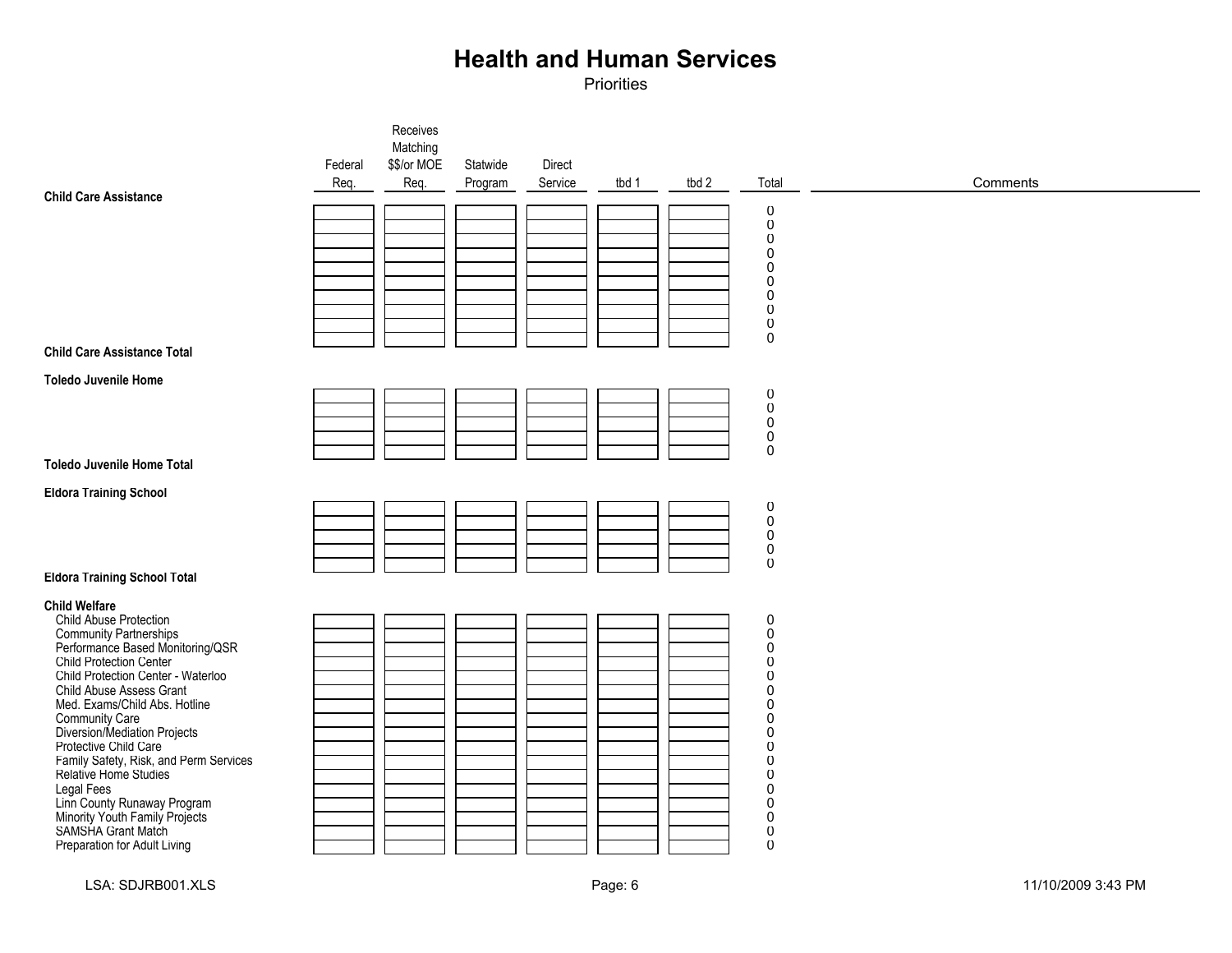# Health and Human Services

Priorities

| | Federal Req. | Receives Matching $$/or MOE Req. | Statwide Program | Direct Service | tbd 1 | tbd 2 | Total | Comments |
|---|---|---|---|---|---|---|---|---|
| **Child Care Assistance** | | | | | | | | |
| | | | | | | | 0 | |
| | | | | | | | 0 | |
| | | | | | | | 0 | |
| | | | | | | | 0 | |
| | | | | | | | 0 | |
| | | | | | | | 0 | |
| | | | | | | | 0 | |
| | | | | | | | 0 | |
| | | | | | | | 0 | |
| | | | | | | | 0 | |
| **Child Care Assistance Total** | | | | | | | | |
| **Toledo Juvenile Home** | | | | | | | | |
| | | | | | | | 0 | |
| | | | | | | | 0 | |
| | | | | | | | 0 | |
| | | | | | | | 0 | |
| | | | | | | | 0 | |
| **Toledo Juvenile Home Total** | | | | | | | | |
| **Eldora Training School** | | | | | | | | |
| | | | | | | | 0 | |
| | | | | | | | 0 | |
| | | | | | | | 0 | |
| | | | | | | | 0 | |
| | | | | | | | 0 | |
| **Eldora Training School Total** | | | | | | | | |
| **Child Welfare** | | | | | | | | |
| Child Abuse Protection | | | | | | | 0 | |
| Community Partnerships | | | | | | | 0 | |
| Performance Based Monitoring/QSR | | | | | | | 0 | |
| Child Protection Center | | | | | | | 0 | |
| Child Protection Center - Waterloo | | | | | | | 0 | |
| Child Abuse Assess Grant | | | | | | | 0 | |
| Med. Exams/Child Abs. Hotline | | | | | | | 0 | |
| Community Care | | | | | | | 0 | |
| Diversion/Mediation Projects | | | | | | | 0 | |
| Protective Child Care | | | | | | | 0 | |
| Family Safety, Risk, and Perm Services | | | | | | | 0 | |
| Relative Home Studies | | | | | | | 0 | |
| Legal Fees | | | | | | | 0 | |
| Linn County Runaway Program | | | | | | | 0 | |
| Minority Youth Family Projects | | | | | | | 0 | |
| SAMSHA Grant Match | | | | | | | 0 | |
| Preparation for Adult Living | | | | | | | 0 | |

LSA: SDJRB001.XLS

11/10/2009 3:43 PM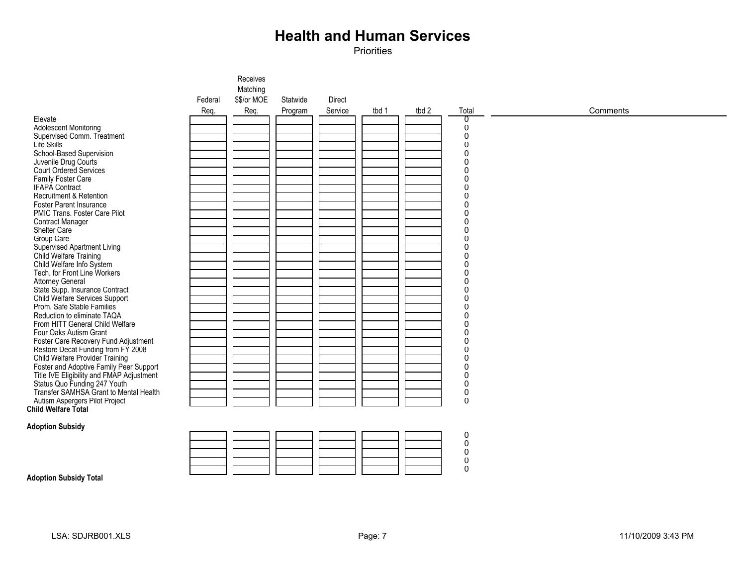# Health and Human Services

Priorities

| | Federal Req. | Receives Matching $$/or MOE Req. | Statewide Program | Direct Service | tbd 1 | tbd 2 | Total | Comments |
|---|---|---|---|---|---|---|---|---|
| Elevate | | | | | | | 0 | |
| Adolescent Monitoring | | | | | | | 0 | |
| Supervised Comm. Treatment | | | | | | | 0 | |
| Life Skills | | | | | | | 0 | |
| School-Based Supervision | | | | | | | 0 | |
| Juvenile Drug Courts | | | | | | | 0 | |
| Court Ordered Services | | | | | | | 0 | |
| Family Foster Care | | | | | | | 0 | |
| IFAPA Contract | | | | | | | 0 | |
| Recruitment & Retention | | | | | | | 0 | |
| Foster Parent Insurance | | | | | | | 0 | |
| PMIC Trans. Foster Care Pilot | | | | | | | 0 | |
| Contract Manager | | | | | | | 0 | |
| Shelter Care | | | | | | | 0 | |
| Group Care | | | | | | | 0 | |
| Supervised Apartment Living | | | | | | | 0 | |
| Child Welfare Training | | | | | | | 0 | |
| Child Welfare Info System | | | | | | | 0 | |
| Tech. for Front Line Workers | | | | | | | 0 | |
| Attorney General | | | | | | | 0 | |
| State Supp. Insurance Contract | | | | | | | 0 | |
| Child Welfare Services Support | | | | | | | 0 | |
| Prom. Safe Stable Families | | | | | | | 0 | |
| Reduction to eliminate TAQA | | | | | | | 0 | |
| From HITT General Child Welfare | | | | | | | 0 | |
| Four Oaks Autism Grant | | | | | | | 0 | |
| Foster Care Recovery Fund Adjustment | | | | | | | 0 | |
| Restore Decat Funding from FY 2008 | | | | | | | 0 | |
| Child Welfare Provider Training | | | | | | | 0 | |
| Foster and Adoptive Family Peer Support | | | | | | | 0 | |
| Title IVE Eligibility and FMAP Adjustment | | | | | | | 0 | |
| Status Quo Funding 247 Youth | | | | | | | 0 | |
| Transfer SAMHSA Grant to Mental Health | | | | | | | 0 | |
| Autism Aspergers Pilot Project | | | | | | | 0 | |
| **Child Welfare Total** | | | | | | | | |
| **Adoption Subsidy** | | | | | | | | |
| | | | | | | | 0 | |
| | | | | | | | 0 | |
| | | | | | | | 0 | |
| | | | | | | | 0 | |
| | | | | | | | 0 | |
| **Adoption Subsidy Total** | | | | | | | | |

LSA: SDJRB001.XLS 11/10/2009 3:43 PM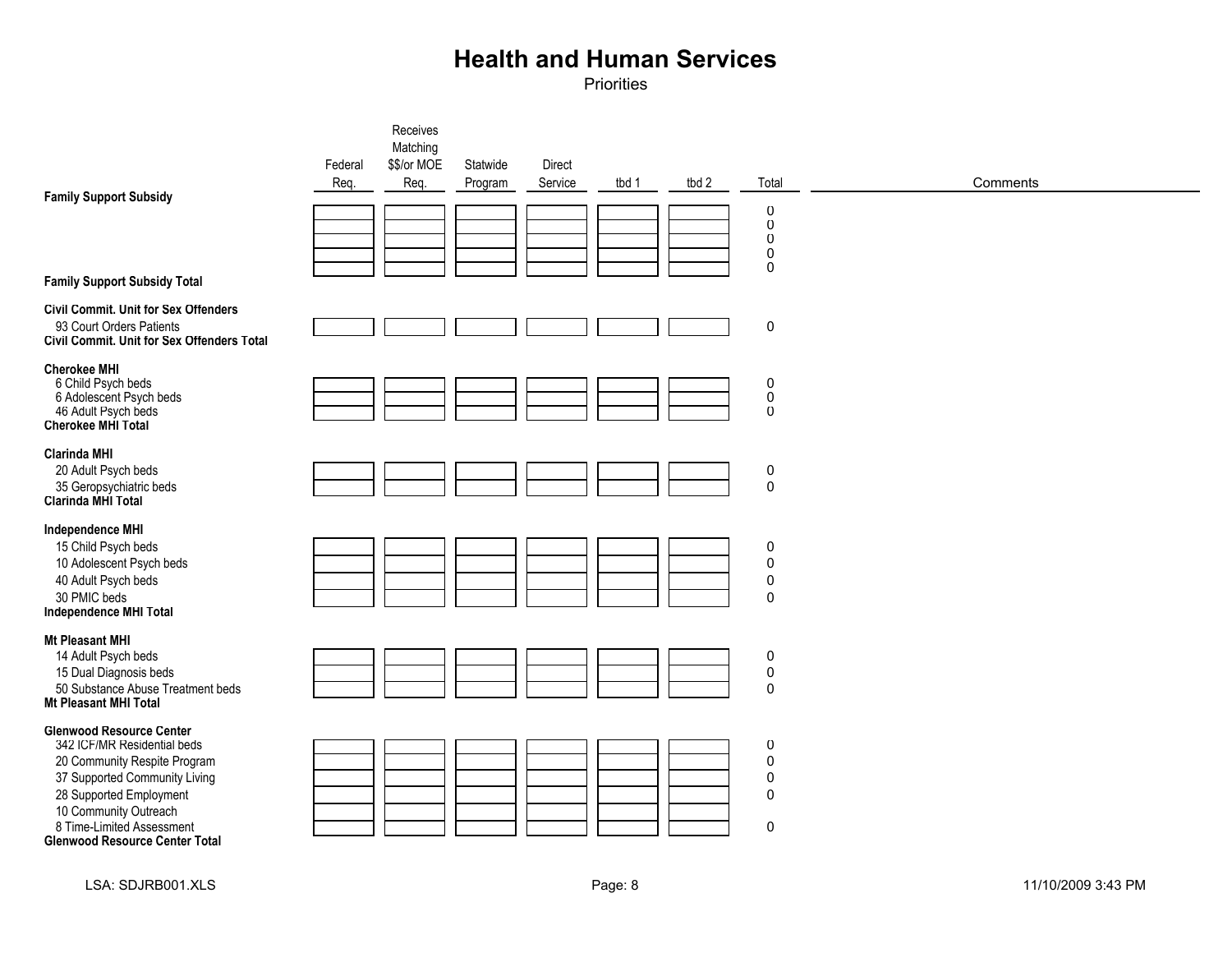# Health and Human Services

Priorities

| | Federal Req. | Receives Matching $$/or MOE Req. | Statwide Program | Direct Service | tbd 1 | tbd 2 | Total | Comments |
|---|---|---|---|---|---|---|---|---|
| **Family Support Subsidy** | | | | | | | | |
| | | | | | | | 0 | |
| | | | | | | | 0 | |
| | | | | | | | 0 | |
| | | | | | | | 0 | |
| | | | | | | | 0 | |
| **Family Support Subsidy Total** | | | | | | | | |
| **Civil Commit. Unit for Sex Offenders** | | | | | | | | |
| 93 Court Orders Patients | | | | | | | 0 | |
| **Civil Commit. Unit for Sex Offenders Total** | | | | | | | | |
| **Cherokee MHI** | | | | | | | | |
| 6 Child Psych beds | | | | | | | 0 | |
| 6 Adolescent Psych beds | | | | | | | 0 | |
| 46 Adult Psych beds | | | | | | | 0 | |
| **Cherokee MHI Total** | | | | | | | | |
| **Clarinda MHI** | | | | | | | | |
| 20 Adult Psych beds | | | | | | | 0 | |
| 35 Geropsychiatric beds | | | | | | | 0 | |
| **Clarinda MHI Total** | | | | | | | | |
| **Independence MHI** | | | | | | | | |
| 15 Child Psych beds | | | | | | | 0 | |
| 10 Adolescent Psych beds | | | | | | | 0 | |
| 40 Adult Psych beds | | | | | | | 0 | |
| 30 PMIC beds | | | | | | | 0 | |
| **Independence MHI Total** | | | | | | | | |
| **Mt Pleasant MHI** | | | | | | | | |
| 14 Adult Psych beds | | | | | | | 0 | |
| 15 Dual Diagnosis beds | | | | | | | 0 | |
| 50 Substance Abuse Treatment beds | | | | | | | 0 | |
| **Mt Pleasant MHI Total** | | | | | | | | |
| **Glenwood Resource Center** | | | | | | | | |
| 342 ICF/MR Residential beds | | | | | | | 0 | |
| 20 Community Respite Program | | | | | | | 0 | |
| 37 Supported Community Living | | | | | | | 0 | |
| 28 Supported Employment | | | | | | | 0 | |
| 10 Community Outreach | | | | | | | | |
| 8 Time-Limited Assessment | | | | | | | 0 | |
| **Glenwood Resource Center Total** | | | | | | | | |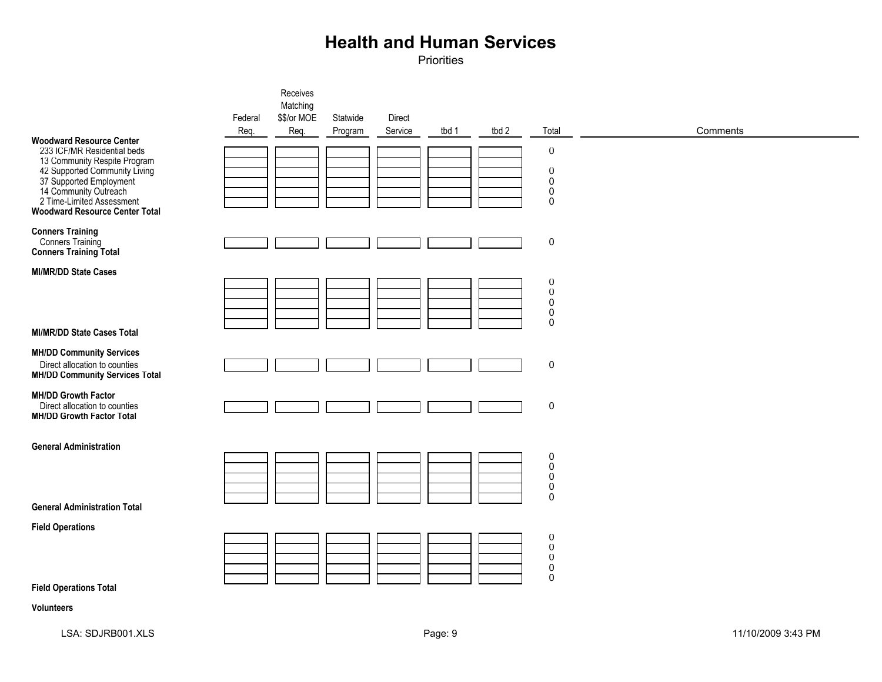# Health and Human Services

Priorities

| | Federal Req. | Receives Matching $$/or MOE Req. | Statwide Program | Direct Service | tbd 1 | tbd 2 | Total | Comments |
|---|---|---|---|---|---|---|---|---|
| **Woodward Resource Center** | | | | | | | | |
| 233 ICF/MR Residential beds | | | | | | | 0 | |
| 13 Community Respite Program | | | | | | | | |
| 42 Supported Community Living | | | | | | | 0 | |
| 37 Supported Employment | | | | | | | 0 | |
| 14 Community Outreach | | | | | | | 0 | |
| 2 Time-Limited Assessment | | | | | | | 0 | |
| **Woodward Resource Center Total** | | | | | | | | |
| **Conners Training** | | | | | | | | |
| Conners Training | | | | | | | 0 | |
| **Conners Training Total** | | | | | | | | |
| **MI/MR/DD State Cases** | | | | | | | | |
| | | | | | | | 0 | |
| | | | | | | | 0 | |
| | | | | | | | 0 | |
| | | | | | | | 0 | |
| | | | | | | | 0 | |
| **MI/MR/DD State Cases Total** | | | | | | | | |
| **MH/DD Community Services** | | | | | | | | |
| Direct allocation to counties | | | | | | | 0 | |
| **MH/DD Community Services Total** | | | | | | | | |
| **MH/DD Growth Factor** | | | | | | | | |
| Direct allocation to counties | | | | | | | 0 | |
| **MH/DD Growth Factor Total** | | | | | | | | |
| **General Administration** | | | | | | | | |
| | | | | | | | 0 | |
| | | | | | | | 0 | |
| | | | | | | | 0 | |
| | | | | | | | 0 | |
| | | | | | | | 0 | |
| **General Administration Total** | | | | | | | | |
| **Field Operations** | | | | | | | | |
| | | | | | | | 0 | |
| | | | | | | | 0 | |
| | | | | | | | 0 | |
| | | | | | | | 0 | |
| | | | | | | | 0 | |
| **Field Operations Total** | | | | | | | | |
| **Volunteers** | | | | | | | | |

LSA: SDJRB001.XLS 11/10/2009 3:43 PM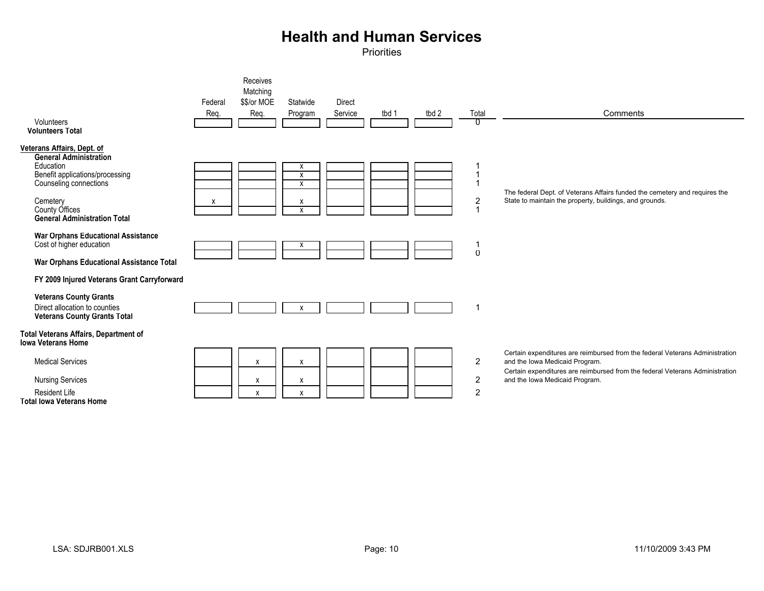# Health and Human Services

Priorities

| | Federal Req. | Receives Matching $$/or MOE Req. | Statwide Program | Direct Service | tbd 1 | tbd 2 | Total | Comments |
|---|---|---|---|---|---|---|---|---|
| Volunteers | | | | | | | 0 | |
| **Volunteers Total** | | | | | | | | |
| **Veterans Affairs, Dept. of** | | | | | | | | |
| **General Administration** | | | | | | | | |
| Education | | | x | | | | 1 | |
| Benefit applications/processing | | | x | | | | 1 | |
| Counseling connections | | | x | | | | 1 | |
| Cemetery | x | | x | | | | 2 | The federal Dept. of Veterans Affairs funded the cemetery and requires the State to maintain the property, buildings, and grounds. |
| County Offices | | | x | | | | 1 | |
| **General Administration Total** | | | | | | | | |
| **War Orphans Educational Assistance** | | | | | | | | |
| Cost of higher education | | | x | | | | 1 | |
| | | | | | | | 0 | |
| **War Orphans Educational Assistance Total** | | | | | | | | |
| **FY 2009 Injured Veterans Grant Carryforward** | | | | | | | | |
| **Veterans County Grants** | | | | | | | | |
| Direct allocation to counties | | | x | | | | 1 | |
| **Veterans County Grants Total** | | | | | | | | |
| **Total Veterans Affairs, Department of** | | | | | | | | |
| **Iowa Veterans Home** | | | | | | | | |
| Medical Services | | x | x | | | | 2 | Certain expenditures are reimbursed from the federal Veterans Administration and the Iowa Medicaid Program. |
| Nursing Services | | x | x | | | | 2 | Certain expenditures are reimbursed from the federal Veterans Administration and the Iowa Medicaid Program. |
| Resident Life | | x | x | | | | 2 | |
| **Total Iowa Veterans Home** | | | | | | | | |

LSA: SDJRB001.XLS

11/10/2009 3:43 PM